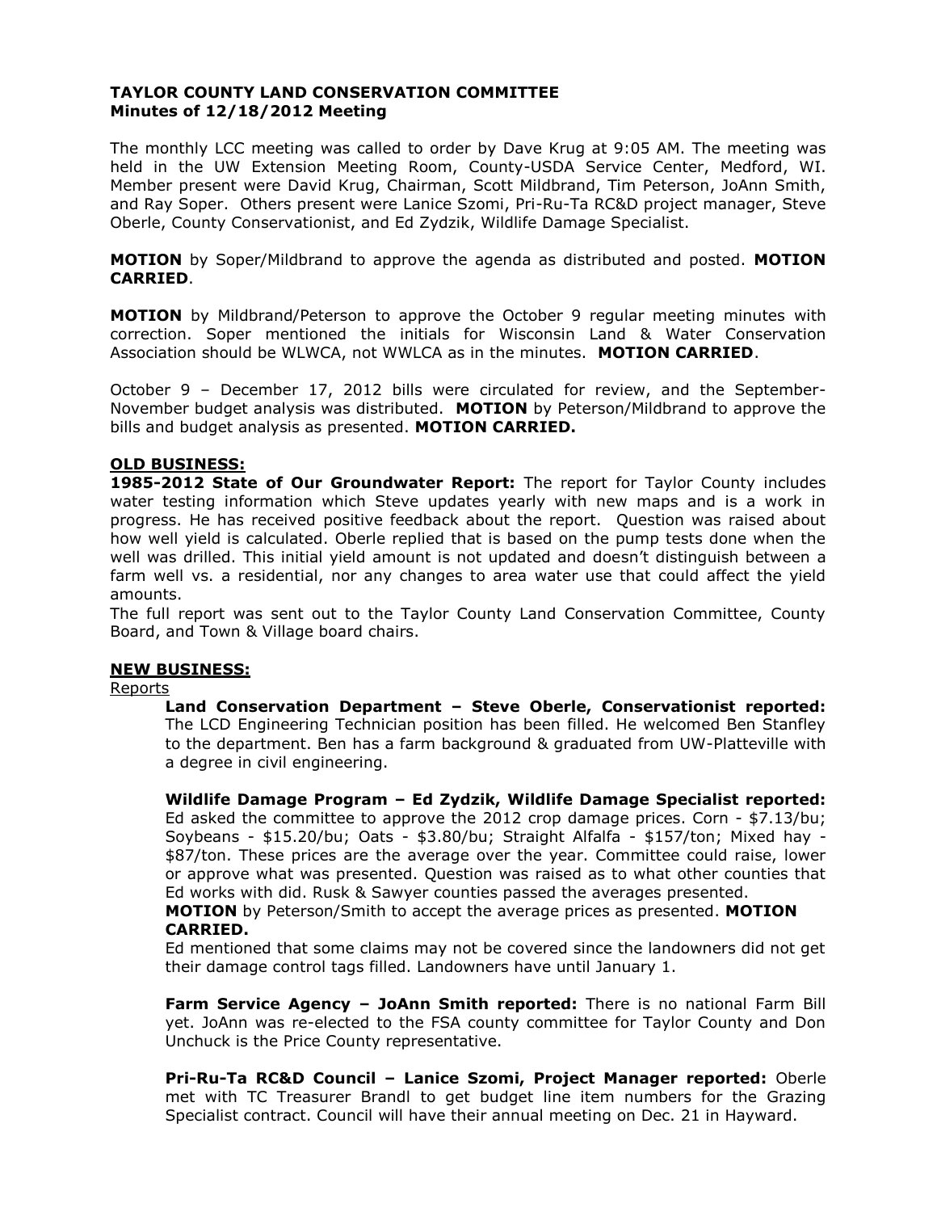# TAYLOR COUNTY LAND CONSERVATION COMMITTEE
## Minutes of 12/18/2012 Meeting

The monthly LCC meeting was called to order by Dave Krug at 9:05 AM. The meeting was held in the UW Extension Meeting Room, County-USDA Service Center, Medford, WI. Member present were David Krug, Chairman, Scott Mildbrand, Tim Peterson, JoAnn Smith, and Ray Soper. Others present were Lanice Szomi, Pri-Ru-Ta RC&D project manager, Steve Oberle, County Conservationist, and Ed Zydzik, Wildlife Damage Specialist.

**MOTION** by Soper/Mildbrand to approve the agenda as distributed and posted. **MOTION CARRIED**.

**MOTION** by Mildbrand/Peterson to approve the October 9 regular meeting minutes with correction. Soper mentioned the initials for Wisconsin Land & Water Conservation Association should be WLWCA, not WWLCA as in the minutes. **MOTION CARRIED**.

October 9 – December 17, 2012 bills were circulated for review, and the September-November budget analysis was distributed. **MOTION** by Peterson/Mildbrand to approve the bills and budget analysis as presented. **MOTION CARRIED.**

**OLD BUSINESS:**

**1985-2012 State of Our Groundwater Report:** The report for Taylor County includes water testing information which Steve updates yearly with new maps and is a work in progress. He has received positive feedback about the report. Question was raised about how well yield is calculated. Oberle replied that is based on the pump tests done when the well was drilled. This initial yield amount is not updated and doesn't distinguish between a farm well vs. a residential, nor any changes to area water use that could affect the yield amounts.

The full report was sent out to the Taylor County Land Conservation Committee, County Board, and Town & Village board chairs.

**NEW BUSINESS:**

Reports

**Land Conservation Department – Steve Oberle, Conservationist reported:** The LCD Engineering Technician position has been filled. He welcomed Ben Stanfley to the department. Ben has a farm background & graduated from UW-Platteville with a degree in civil engineering.

**Wildlife Damage Program – Ed Zydzik, Wildlife Damage Specialist reported:** Ed asked the committee to approve the 2012 crop damage prices. Corn - $7.13/bu; Soybeans - $15.20/bu; Oats - $3.80/bu; Straight Alfalfa - $157/ton; Mixed hay - $87/ton. These prices are the average over the year. Committee could raise, lower or approve what was presented. Question was raised as to what other counties that Ed works with did. Rusk & Sawyer counties passed the averages presented.

**MOTION** by Peterson/Smith to accept the average prices as presented. **MOTION CARRIED.**

Ed mentioned that some claims may not be covered since the landowners did not get their damage control tags filled. Landowners have until January 1.

**Farm Service Agency – JoAnn Smith reported:** There is no national Farm Bill yet. JoAnn was re-elected to the FSA county committee for Taylor County and Don Unchuck is the Price County representative.

**Pri-Ru-Ta RC&D Council – Lanice Szomi, Project Manager reported:** Oberle met with TC Treasurer Brandl to get budget line item numbers for the Grazing Specialist contract. Council will have their annual meeting on Dec. 21 in Hayward.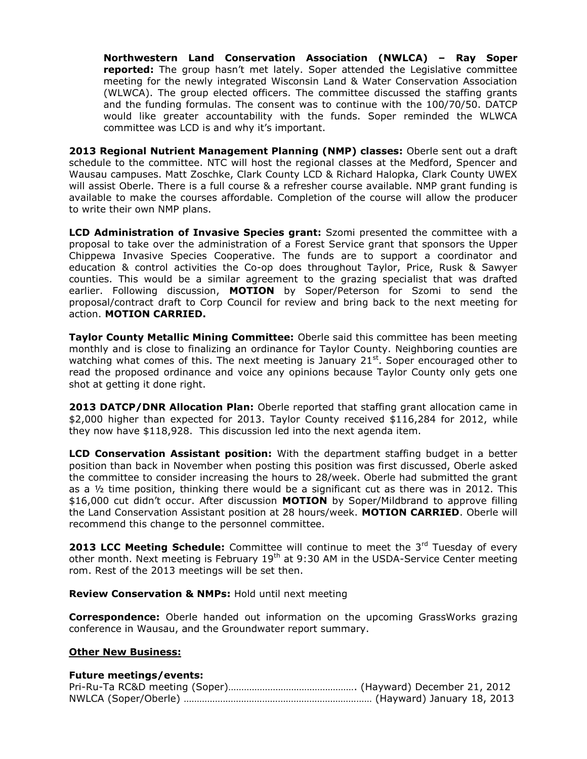**Northwestern Land Conservation Association (NWLCA) – Ray Soper reported:** The group hasn't met lately. Soper attended the Legislative committee meeting for the newly integrated Wisconsin Land & Water Conservation Association (WLWCA). The group elected officers. The committee discussed the staffing grants and the funding formulas. The consent was to continue with the 100/70/50. DATCP would like greater accountability with the funds. Soper reminded the WLWCA committee was LCD is and why it's important.

**2013 Regional Nutrient Management Planning (NMP) classes:** Oberle sent out a draft schedule to the committee. NTC will host the regional classes at the Medford, Spencer and Wausau campuses. Matt Zoschke, Clark County LCD & Richard Halopka, Clark County UWEX will assist Oberle. There is a full course & a refresher course available. NMP grant funding is available to make the courses affordable. Completion of the course will allow the producer to write their own NMP plans.

**LCD Administration of Invasive Species grant:** Szomi presented the committee with a proposal to take over the administration of a Forest Service grant that sponsors the Upper Chippewa Invasive Species Cooperative. The funds are to support a coordinator and education & control activities the Co-op does throughout Taylor, Price, Rusk & Sawyer counties. This would be a similar agreement to the grazing specialist that was drafted earlier. Following discussion, **MOTION** by Soper/Peterson for Szomi to send the proposal/contract draft to Corp Council for review and bring back to the next meeting for action. **MOTION CARRIED.**

**Taylor County Metallic Mining Committee:** Oberle said this committee has been meeting monthly and is close to finalizing an ordinance for Taylor County. Neighboring counties are watching what comes of this. The next meeting is January 21st. Soper encouraged other to read the proposed ordinance and voice any opinions because Taylor County only gets one shot at getting it done right.

**2013 DATCP/DNR Allocation Plan:** Oberle reported that staffing grant allocation came in $2,000 higher than expected for 2013. Taylor County received $116,284 for 2012, while they now have $118,928. This discussion led into the next agenda item.

**LCD Conservation Assistant position:** With the department staffing budget in a better position than back in November when posting this position was first discussed, Oberle asked the committee to consider increasing the hours to 28/week. Oberle had submitted the grant as a ½ time position, thinking there would be a significant cut as there was in 2012. This $16,000 cut didn't occur. After discussion **MOTION** by Soper/Mildbrand to approve filling the Land Conservation Assistant position at 28 hours/week. **MOTION CARRIED**. Oberle will recommend this change to the personnel committee.

**2013 LCC Meeting Schedule:** Committee will continue to meet the 3rd Tuesday of every other month. Next meeting is February 19th at 9:30 AM in the USDA-Service Center meeting rom. Rest of the 2013 meetings will be set then.

**Review Conservation & NMPs:** Hold until next meeting

**Correspondence:** Oberle handed out information on the upcoming GrassWorks grazing conference in Wausau, and the Groundwater report summary.

**Other New Business:**

**Future meetings/events:**

Pri-Ru-Ta RC&D meeting (Soper)………………………………………… (Hayward) December 21, 2012
NWLCA (Soper/Oberle) ……………………………………………………………… (Hayward) January 18, 2013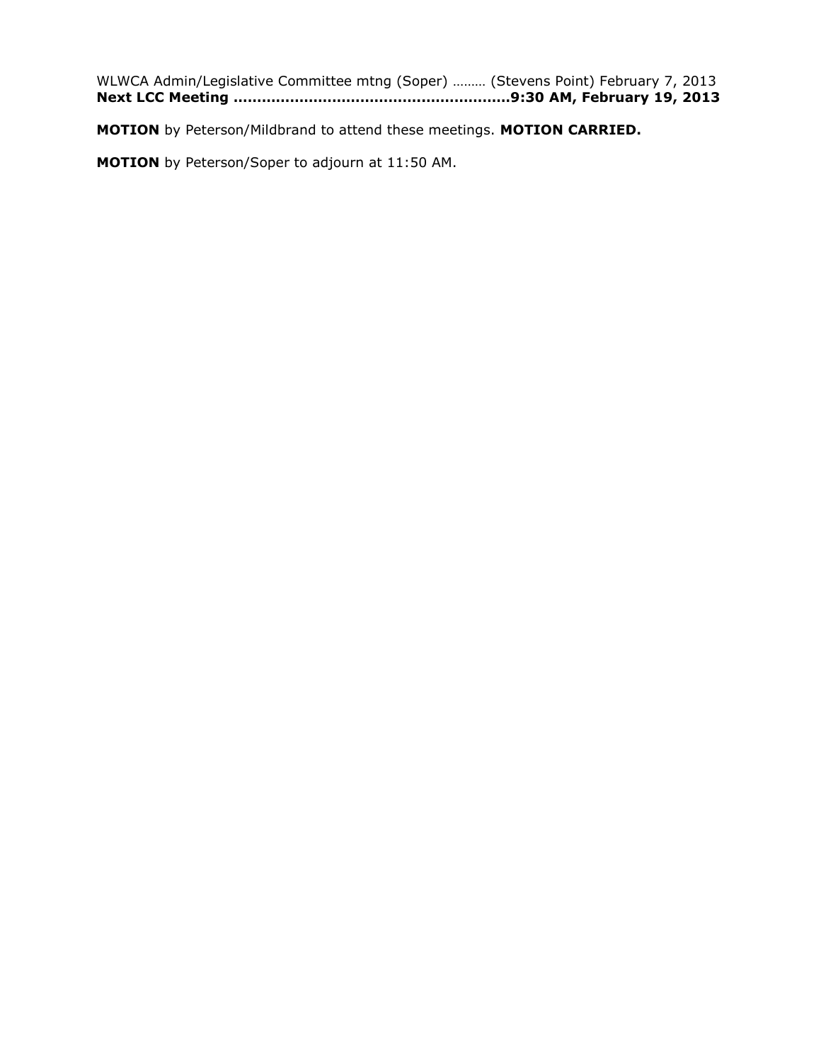WLWCA Admin/Legislative Committee mtng (Soper) ……… (Stevens Point) February 7, 2013
**Next LCC Meeting …………………………………………………9:30 AM, February 19, 2013**

**MOTION** by Peterson/Mildbrand to attend these meetings. **MOTION CARRIED.**

**MOTION** by Peterson/Soper to adjourn at 11:50 AM.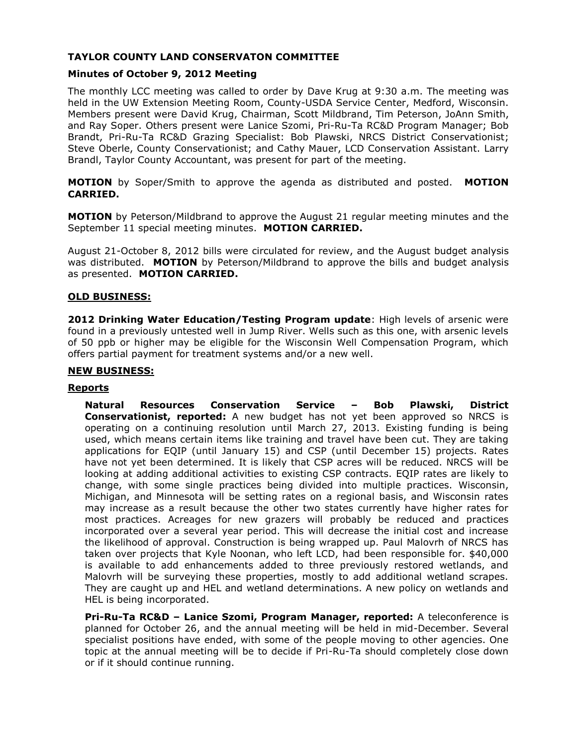**TAYLOR COUNTY LAND CONSERVATON COMMITTEE**

**Minutes of October 9, 2012 Meeting**

The monthly LCC meeting was called to order by Dave Krug at 9:30 a.m. The meeting was held in the UW Extension Meeting Room, County-USDA Service Center, Medford, Wisconsin. Members present were David Krug, Chairman, Scott Mildbrand, Tim Peterson, JoAnn Smith, and Ray Soper. Others present were Lanice Szomi, Pri-Ru-Ta RC&D Program Manager; Bob Brandt, Pri-Ru-Ta RC&D Grazing Specialist: Bob Plawski, NRCS District Conservationist; Steve Oberle, County Conservationist; and Cathy Mauer, LCD Conservation Assistant. Larry Brandl, Taylor County Accountant, was present for part of the meeting.

**MOTION** by Soper/Smith to approve the agenda as distributed and posted. **MOTION CARRIED.**

**MOTION** by Peterson/Mildbrand to approve the August 21 regular meeting minutes and the September 11 special meeting minutes. **MOTION CARRIED.**

August 21-October 8, 2012 bills were circulated for review, and the August budget analysis was distributed. **MOTION** by Peterson/Mildbrand to approve the bills and budget analysis as presented. **MOTION CARRIED.**

**OLD BUSINESS:**

**2012 Drinking Water Education/Testing Program update**: High levels of arsenic were found in a previously untested well in Jump River. Wells such as this one, with arsenic levels of 50 ppb or higher may be eligible for the Wisconsin Well Compensation Program, which offers partial payment for treatment systems and/or a new well.

**NEW BUSINESS:**

**Reports**

**Natural Resources Conservation Service – Bob Plawski, District Conservationist, reported:** A new budget has not yet been approved so NRCS is operating on a continuing resolution until March 27, 2013. Existing funding is being used, which means certain items like training and travel have been cut. They are taking applications for EQIP (until January 15) and CSP (until December 15) projects. Rates have not yet been determined. It is likely that CSP acres will be reduced. NRCS will be looking at adding additional activities to existing CSP contracts. EQIP rates are likely to change, with some single practices being divided into multiple practices. Wisconsin, Michigan, and Minnesota will be setting rates on a regional basis, and Wisconsin rates may increase as a result because the other two states currently have higher rates for most practices. Acreages for new grazers will probably be reduced and practices incorporated over a several year period. This will decrease the initial cost and increase the likelihood of approval. Construction is being wrapped up. Paul Malovrh of NRCS has taken over projects that Kyle Noonan, who left LCD, had been responsible for. $40,000 is available to add enhancements added to three previously restored wetlands, and Malovrh will be surveying these properties, mostly to add additional wetland scrapes. They are caught up and HEL and wetland determinations. A new policy on wetlands and HEL is being incorporated.

**Pri-Ru-Ta RC&D – Lanice Szomi, Program Manager, reported:** A teleconference is planned for October 26, and the annual meeting will be held in mid-December. Several specialist positions have ended, with some of the people moving to other agencies. One topic at the annual meeting will be to decide if Pri-Ru-Ta should completely close down or if it should continue running.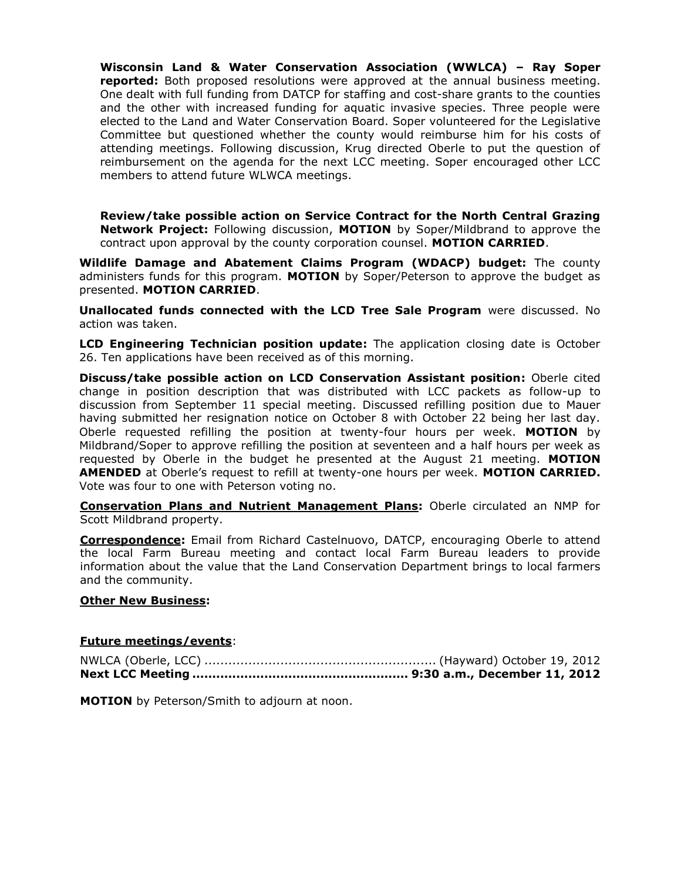**Wisconsin Land & Water Conservation Association (WWLCA) – Ray Soper reported:** Both proposed resolutions were approved at the annual business meeting. One dealt with full funding from DATCP for staffing and cost-share grants to the counties and the other with increased funding for aquatic invasive species. Three people were elected to the Land and Water Conservation Board. Soper volunteered for the Legislative Committee but questioned whether the county would reimburse him for his costs of attending meetings. Following discussion, Krug directed Oberle to put the question of reimbursement on the agenda for the next LCC meeting. Soper encouraged other LCC members to attend future WLWCA meetings.

**Review/take possible action on Service Contract for the North Central Grazing Network Project:** Following discussion, **MOTION** by Soper/Mildbrand to approve the contract upon approval by the county corporation counsel. **MOTION CARRIED**.

**Wildlife Damage and Abatement Claims Program (WDACP) budget:** The county administers funds for this program. **MOTION** by Soper/Peterson to approve the budget as presented. **MOTION CARRIED**.

**Unallocated funds connected with the LCD Tree Sale Program** were discussed. No action was taken.

**LCD Engineering Technician position update:** The application closing date is October 26. Ten applications have been received as of this morning.

**Discuss/take possible action on LCD Conservation Assistant position:** Oberle cited change in position description that was distributed with LCC packets as follow-up to discussion from September 11 special meeting. Discussed refilling position due to Mauer having submitted her resignation notice on October 8 with October 22 being her last day. Oberle requested refilling the position at twenty-four hours per week. **MOTION** by Mildbrand/Soper to approve refilling the position at seventeen and a half hours per week as requested by Oberle in the budget he presented at the August 21 meeting. **MOTION AMENDED** at Oberle's request to refill at twenty-one hours per week. **MOTION CARRIED.** Vote was four to one with Peterson voting no.

**Conservation Plans and Nutrient Management Plans:** Oberle circulated an NMP for Scott Mildbrand property.

**Correspondence:** Email from Richard Castelnuovo, DATCP, encouraging Oberle to attend the local Farm Bureau meeting and contact local Farm Bureau leaders to provide information about the value that the Land Conservation Department brings to local farmers and the community.

**Other New Business:**

**Future meetings/events**:

NWLCA (Oberle, LCC) ........................................................ (Hayward) October 19, 2012
**Next LCC Meeting .................................................... 9:30 a.m., December 11, 2012**

**MOTION** by Peterson/Smith to adjourn at noon.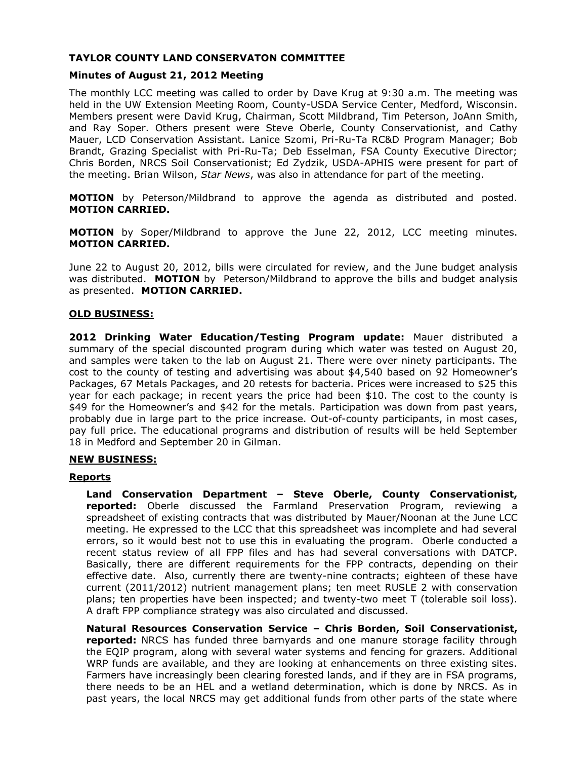**TAYLOR COUNTY LAND CONSERVATON COMMITTEE**

**Minutes of August 21, 2012 Meeting**

The monthly LCC meeting was called to order by Dave Krug at 9:30 a.m. The meeting was held in the UW Extension Meeting Room, County-USDA Service Center, Medford, Wisconsin. Members present were David Krug, Chairman, Scott Mildbrand, Tim Peterson, JoAnn Smith, and Ray Soper. Others present were Steve Oberle, County Conservationist, and Cathy Mauer, LCD Conservation Assistant. Lanice Szomi, Pri-Ru-Ta RC&D Program Manager; Bob Brandt, Grazing Specialist with Pri-Ru-Ta; Deb Esselman, FSA County Executive Director; Chris Borden, NRCS Soil Conservationist; Ed Zydzik, USDA-APHIS were present for part of the meeting. Brian Wilson, *Star News*, was also in attendance for part of the meeting.

**MOTION** by Peterson/Mildbrand to approve the agenda as distributed and posted. **MOTION CARRIED.**

**MOTION** by Soper/Mildbrand to approve the June 22, 2012, LCC meeting minutes. **MOTION CARRIED.**

June 22 to August 20, 2012, bills were circulated for review, and the June budget analysis was distributed. **MOTION** by Peterson/Mildbrand to approve the bills and budget analysis as presented. **MOTION CARRIED.**

**OLD BUSINESS:**

**2012 Drinking Water Education/Testing Program update:** Mauer distributed a summary of the special discounted program during which water was tested on August 20, and samples were taken to the lab on August 21. There were over ninety participants. The cost to the county of testing and advertising was about $4,540 based on 92 Homeowner's Packages, 67 Metals Packages, and 20 retests for bacteria. Prices were increased to $25 this year for each package; in recent years the price had been $10. The cost to the county is $49 for the Homeowner's and $42 for the metals. Participation was down from past years, probably due in large part to the price increase. Out-of-county participants, in most cases, pay full price. The educational programs and distribution of results will be held September 18 in Medford and September 20 in Gilman.

**NEW BUSINESS:**

**Reports**

**Land Conservation Department – Steve Oberle, County Conservationist, reported:** Oberle discussed the Farmland Preservation Program, reviewing a spreadsheet of existing contracts that was distributed by Mauer/Noonan at the June LCC meeting. He expressed to the LCC that this spreadsheet was incomplete and had several errors, so it would best not to use this in evaluating the program. Oberle conducted a recent status review of all FPP files and has had several conversations with DATCP. Basically, there are different requirements for the FPP contracts, depending on their effective date. Also, currently there are twenty-nine contracts; eighteen of these have current (2011/2012) nutrient management plans; ten meet RUSLE 2 with conservation plans; ten properties have been inspected; and twenty-two meet T (tolerable soil loss). A draft FPP compliance strategy was also circulated and discussed.

**Natural Resources Conservation Service – Chris Borden, Soil Conservationist, reported:** NRCS has funded three barnyards and one manure storage facility through the EQIP program, along with several water systems and fencing for grazers. Additional WRP funds are available, and they are looking at enhancements on three existing sites. Farmers have increasingly been clearing forested lands, and if they are in FSA programs, there needs to be an HEL and a wetland determination, which is done by NRCS. As in past years, the local NRCS may get additional funds from other parts of the state where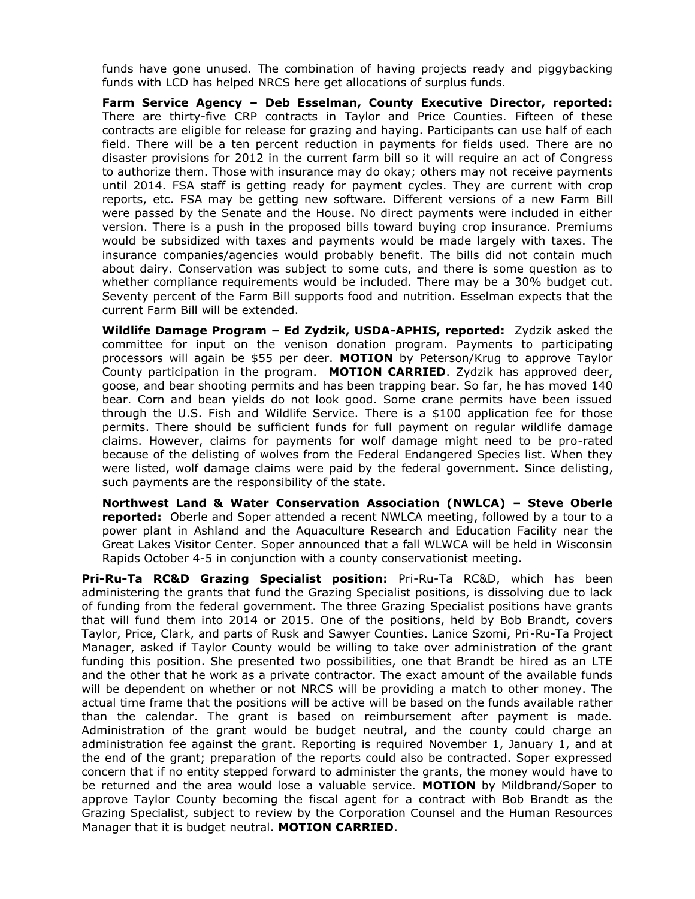funds have gone unused. The combination of having projects ready and piggybacking funds with LCD has helped NRCS here get allocations of surplus funds.

**Farm Service Agency – Deb Esselman, County Executive Director, reported:** There are thirty-five CRP contracts in Taylor and Price Counties. Fifteen of these contracts are eligible for release for grazing and haying. Participants can use half of each field. There will be a ten percent reduction in payments for fields used. There are no disaster provisions for 2012 in the current farm bill so it will require an act of Congress to authorize them. Those with insurance may do okay; others may not receive payments until 2014. FSA staff is getting ready for payment cycles. They are current with crop reports, etc. FSA may be getting new software. Different versions of a new Farm Bill were passed by the Senate and the House. No direct payments were included in either version. There is a push in the proposed bills toward buying crop insurance. Premiums would be subsidized with taxes and payments would be made largely with taxes. The insurance companies/agencies would probably benefit. The bills did not contain much about dairy. Conservation was subject to some cuts, and there is some question as to whether compliance requirements would be included. There may be a 30% budget cut. Seventy percent of the Farm Bill supports food and nutrition. Esselman expects that the current Farm Bill will be extended.

**Wildlife Damage Program – Ed Zydzik, USDA-APHIS, reported:** Zydzik asked the committee for input on the venison donation program. Payments to participating processors will again be $55 per deer. **MOTION** by Peterson/Krug to approve Taylor County participation in the program. **MOTION CARRIED**. Zydzik has approved deer, goose, and bear shooting permits and has been trapping bear. So far, he has moved 140 bear. Corn and bean yields do not look good. Some crane permits have been issued through the U.S. Fish and Wildlife Service. There is a $100 application fee for those permits. There should be sufficient funds for full payment on regular wildlife damage claims. However, claims for payments for wolf damage might need to be pro-rated because of the delisting of wolves from the Federal Endangered Species list. When they were listed, wolf damage claims were paid by the federal government. Since delisting, such payments are the responsibility of the state.

**Northwest Land & Water Conservation Association (NWLCA) – Steve Oberle reported:** Oberle and Soper attended a recent NWLCA meeting, followed by a tour to a power plant in Ashland and the Aquaculture Research and Education Facility near the Great Lakes Visitor Center. Soper announced that a fall WLWCA will be held in Wisconsin Rapids October 4-5 in conjunction with a county conservationist meeting.

**Pri-Ru-Ta RC&D Grazing Specialist position:** Pri-Ru-Ta RC&D, which has been administering the grants that fund the Grazing Specialist positions, is dissolving due to lack of funding from the federal government. The three Grazing Specialist positions have grants that will fund them into 2014 or 2015. One of the positions, held by Bob Brandt, covers Taylor, Price, Clark, and parts of Rusk and Sawyer Counties. Lanice Szomi, Pri-Ru-Ta Project Manager, asked if Taylor County would be willing to take over administration of the grant funding this position. She presented two possibilities, one that Brandt be hired as an LTE and the other that he work as a private contractor. The exact amount of the available funds will be dependent on whether or not NRCS will be providing a match to other money. The actual time frame that the positions will be active will be based on the funds available rather than the calendar. The grant is based on reimbursement after payment is made. Administration of the grant would be budget neutral, and the county could charge an administration fee against the grant. Reporting is required November 1, January 1, and at the end of the grant; preparation of the reports could also be contracted. Soper expressed concern that if no entity stepped forward to administer the grants, the money would have to be returned and the area would lose a valuable service. **MOTION** by Mildbrand/Soper to approve Taylor County becoming the fiscal agent for a contract with Bob Brandt as the Grazing Specialist, subject to review by the Corporation Counsel and the Human Resources Manager that it is budget neutral. **MOTION CARRIED**.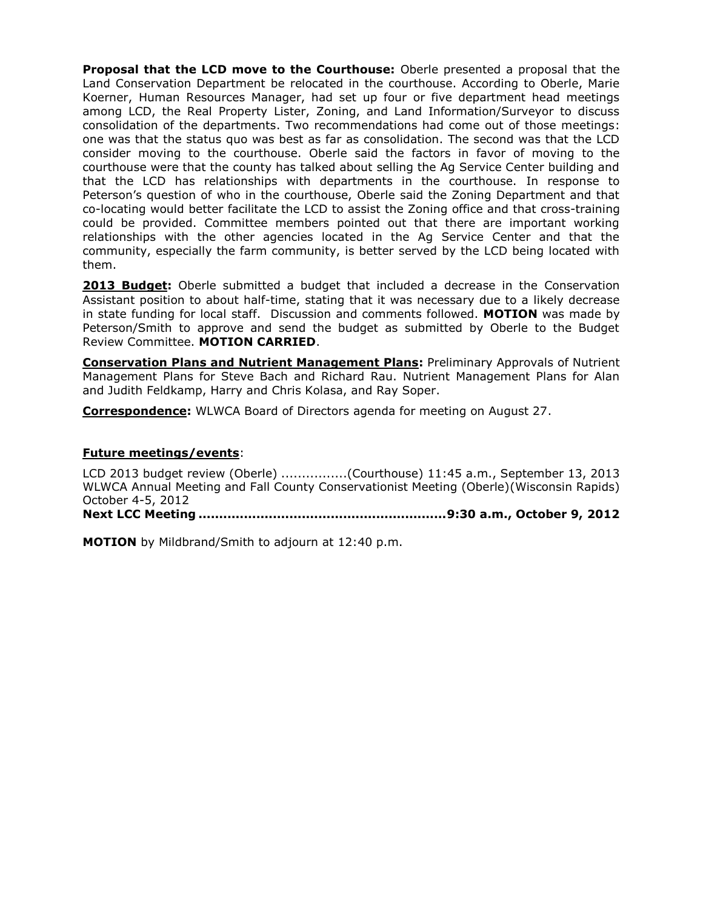**Proposal that the LCD move to the Courthouse:** Oberle presented a proposal that the Land Conservation Department be relocated in the courthouse. According to Oberle, Marie Koerner, Human Resources Manager, had set up four or five department head meetings among LCD, the Real Property Lister, Zoning, and Land Information/Surveyor to discuss consolidation of the departments. Two recommendations had come out of those meetings: one was that the status quo was best as far as consolidation. The second was that the LCD consider moving to the courthouse. Oberle said the factors in favor of moving to the courthouse were that the county has talked about selling the Ag Service Center building and that the LCD has relationships with departments in the courthouse. In response to Peterson's question of who in the courthouse, Oberle said the Zoning Department and that co-locating would better facilitate the LCD to assist the Zoning office and that cross-training could be provided. Committee members pointed out that there are important working relationships with the other agencies located in the Ag Service Center and that the community, especially the farm community, is better served by the LCD being located with them.

**2013 Budget:** Oberle submitted a budget that included a decrease in the Conservation Assistant position to about half-time, stating that it was necessary due to a likely decrease in state funding for local staff. Discussion and comments followed. **MOTION** was made by Peterson/Smith to approve and send the budget as submitted by Oberle to the Budget Review Committee. **MOTION CARRIED**.

**Conservation Plans and Nutrient Management Plans:** Preliminary Approvals of Nutrient Management Plans for Steve Bach and Richard Rau. Nutrient Management Plans for Alan and Judith Feldkamp, Harry and Chris Kolasa, and Ray Soper.

**Correspondence:** WLWCA Board of Directors agenda for meeting on August 27.

**Future meetings/events**:

LCD 2013 budget review (Oberle) ................(Courthouse) 11:45 a.m., September 13, 2013
WLWCA Annual Meeting and Fall County Conservationist Meeting (Oberle)(Wisconsin Rapids) October 4-5, 2012
**Next LCC Meeting ..........................................................9:30 a.m., October 9, 2012**

**MOTION** by Mildbrand/Smith to adjourn at 12:40 p.m.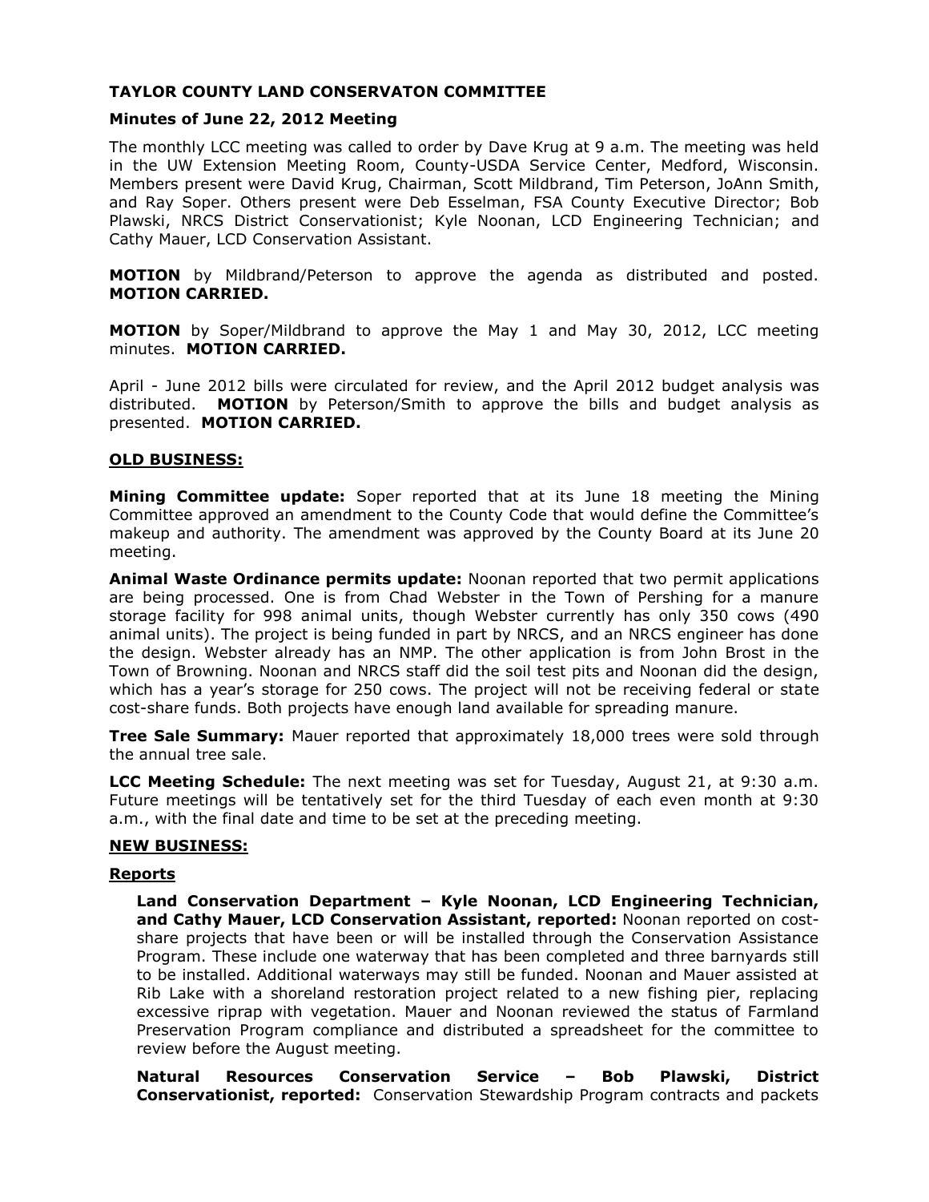# TAYLOR COUNTY LAND CONSERVATON COMMITTEE

## Minutes of June 22, 2012 Meeting

The monthly LCC meeting was called to order by Dave Krug at 9 a.m. The meeting was held in the UW Extension Meeting Room, County-USDA Service Center, Medford, Wisconsin. Members present were David Krug, Chairman, Scott Mildbrand, Tim Peterson, JoAnn Smith, and Ray Soper. Others present were Deb Esselman, FSA County Executive Director; Bob Plawski, NRCS District Conservationist; Kyle Noonan, LCD Engineering Technician; and Cathy Mauer, LCD Conservation Assistant.

**MOTION** by Mildbrand/Peterson to approve the agenda as distributed and posted. **MOTION CARRIED.**

**MOTION** by Soper/Mildbrand to approve the May 1 and May 30, 2012, LCC meeting minutes. **MOTION CARRIED.**

April - June 2012 bills were circulated for review, and the April 2012 budget analysis was distributed. **MOTION** by Peterson/Smith to approve the bills and budget analysis as presented. **MOTION CARRIED.**

### OLD BUSINESS:

**Mining Committee update:** Soper reported that at its June 18 meeting the Mining Committee approved an amendment to the County Code that would define the Committee's makeup and authority. The amendment was approved by the County Board at its June 20 meeting.

**Animal Waste Ordinance permits update:** Noonan reported that two permit applications are being processed. One is from Chad Webster in the Town of Pershing for a manure storage facility for 998 animal units, though Webster currently has only 350 cows (490 animal units). The project is being funded in part by NRCS, and an NRCS engineer has done the design. Webster already has an NMP. The other application is from John Brost in the Town of Browning. Noonan and NRCS staff did the soil test pits and Noonan did the design, which has a year's storage for 250 cows. The project will not be receiving federal or state cost-share funds. Both projects have enough land available for spreading manure.

**Tree Sale Summary:** Mauer reported that approximately 18,000 trees were sold through the annual tree sale.

**LCC Meeting Schedule:** The next meeting was set for Tuesday, August 21, at 9:30 a.m. Future meetings will be tentatively set for the third Tuesday of each even month at 9:30 a.m., with the final date and time to be set at the preceding meeting.

### NEW BUSINESS:

#### Reports

**Land Conservation Department – Kyle Noonan, LCD Engineering Technician, and Cathy Mauer, LCD Conservation Assistant, reported:** Noonan reported on cost-share projects that have been or will be installed through the Conservation Assistance Program. These include one waterway that has been completed and three barnyards still to be installed. Additional waterways may still be funded. Noonan and Mauer assisted at Rib Lake with a shoreland restoration project related to a new fishing pier, replacing excessive riprap with vegetation. Mauer and Noonan reviewed the status of Farmland Preservation Program compliance and distributed a spreadsheet for the committee to review before the August meeting.

**Natural Resources Conservation Service – Bob Plawski, District Conservationist, reported:** Conservation Stewardship Program contracts and packets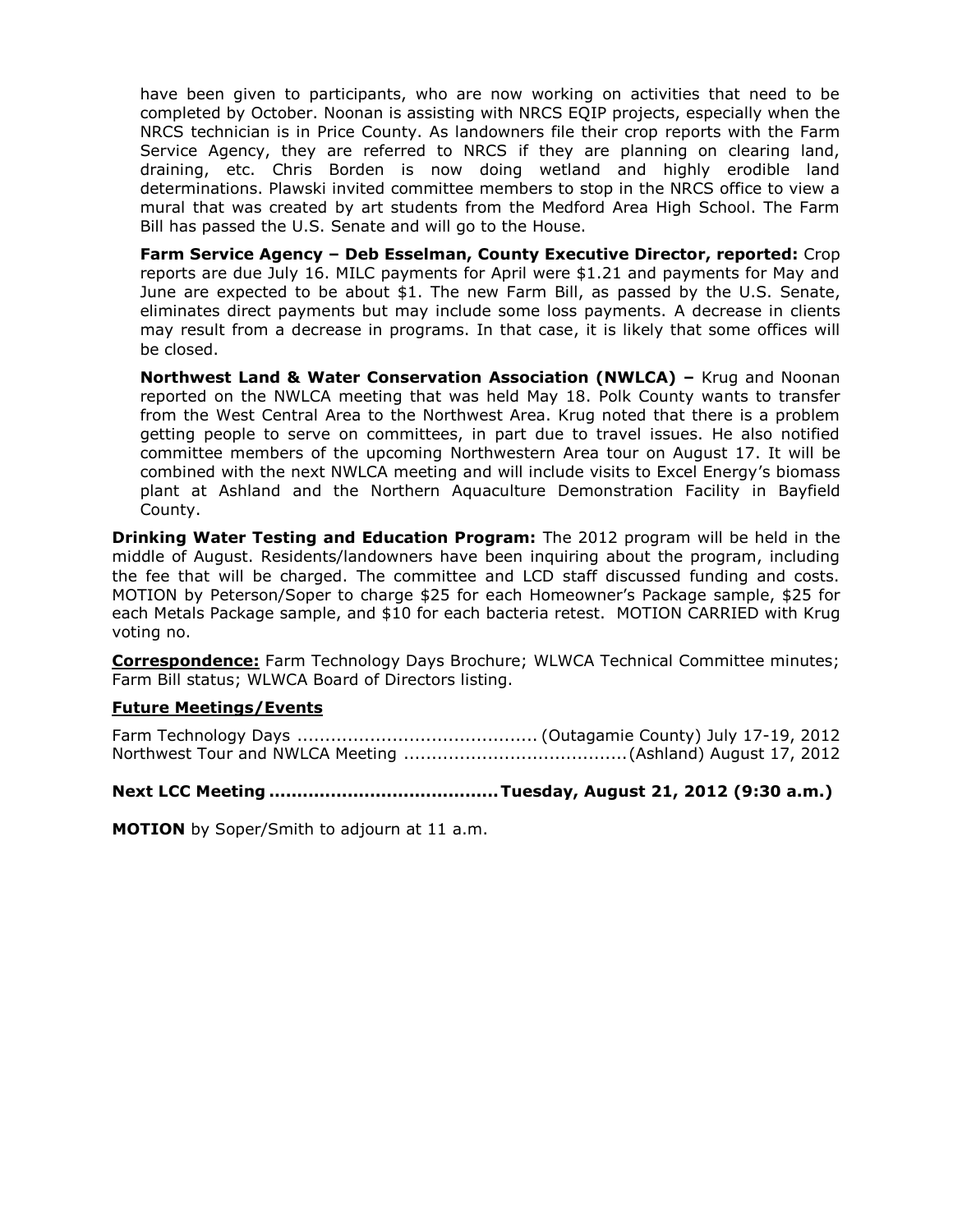have been given to participants, who are now working on activities that need to be completed by October. Noonan is assisting with NRCS EQIP projects, especially when the NRCS technician is in Price County. As landowners file their crop reports with the Farm Service Agency, they are referred to NRCS if they are planning on clearing land, draining, etc. Chris Borden is now doing wetland and highly erodible land determinations. Plawski invited committee members to stop in the NRCS office to view a mural that was created by art students from the Medford Area High School. The Farm Bill has passed the U.S. Senate and will go to the House.

**Farm Service Agency – Deb Esselman, County Executive Director, reported:** Crop reports are due July 16. MILC payments for April were $1.21 and payments for May and June are expected to be about $1. The new Farm Bill, as passed by the U.S. Senate, eliminates direct payments but may include some loss payments. A decrease in clients may result from a decrease in programs. In that case, it is likely that some offices will be closed.

**Northwest Land & Water Conservation Association (NWLCA) –** Krug and Noonan reported on the NWLCA meeting that was held May 18. Polk County wants to transfer from the West Central Area to the Northwest Area. Krug noted that there is a problem getting people to serve on committees, in part due to travel issues. He also notified committee members of the upcoming Northwestern Area tour on August 17. It will be combined with the next NWLCA meeting and will include visits to Excel Energy's biomass plant at Ashland and the Northern Aquaculture Demonstration Facility in Bayfield County.

**Drinking Water Testing and Education Program:** The 2012 program will be held in the middle of August. Residents/landowners have been inquiring about the program, including the fee that will be charged. The committee and LCD staff discussed funding and costs. MOTION by Peterson/Soper to charge $25 for each Homeowner's Package sample, $25 for each Metals Package sample, and $10 for each bacteria retest. MOTION CARRIED with Krug voting no.

**Correspondence:** Farm Technology Days Brochure; WLWCA Technical Committee minutes; Farm Bill status; WLWCA Board of Directors listing.

**Future Meetings/Events**

Farm Technology Days .......................................... (Outagamie County) July 17-19, 2012
Northwest Tour and NWLCA Meeting .......................................(Ashland) August 17, 2012

**Next LCC Meeting ........................................ Tuesday, August 21, 2012 (9:30 a.m.)**

**MOTION** by Soper/Smith to adjourn at 11 a.m.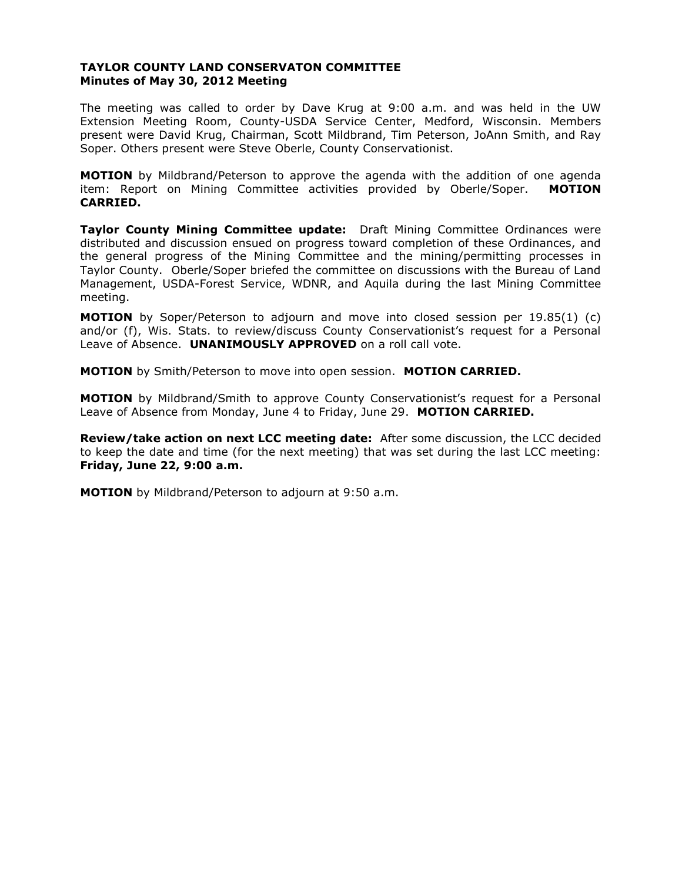**TAYLOR COUNTY LAND CONSERVATON COMMITTEE**
**Minutes of May 30, 2012 Meeting**

The meeting was called to order by Dave Krug at 9:00 a.m. and was held in the UW Extension Meeting Room, County-USDA Service Center, Medford, Wisconsin. Members present were David Krug, Chairman, Scott Mildbrand, Tim Peterson, JoAnn Smith, and Ray Soper. Others present were Steve Oberle, County Conservationist.

**MOTION** by Mildbrand/Peterson to approve the agenda with the addition of one agenda item: Report on Mining Committee activities provided by Oberle/Soper. **MOTION CARRIED.**

**Taylor County Mining Committee update:** Draft Mining Committee Ordinances were distributed and discussion ensued on progress toward completion of these Ordinances, and the general progress of the Mining Committee and the mining/permitting processes in Taylor County. Oberle/Soper briefed the committee on discussions with the Bureau of Land Management, USDA-Forest Service, WDNR, and Aquila during the last Mining Committee meeting.

**MOTION** by Soper/Peterson to adjourn and move into closed session per 19.85(1) (c) and/or (f), Wis. Stats. to review/discuss County Conservationist's request for a Personal Leave of Absence. **UNANIMOUSLY APPROVED** on a roll call vote.

**MOTION** by Smith/Peterson to move into open session. **MOTION CARRIED.**

**MOTION** by Mildbrand/Smith to approve County Conservationist's request for a Personal Leave of Absence from Monday, June 4 to Friday, June 29. **MOTION CARRIED.**

**Review/take action on next LCC meeting date:** After some discussion, the LCC decided to keep the date and time (for the next meeting) that was set during the last LCC meeting: **Friday, June 22, 9:00 a.m.**

**MOTION** by Mildbrand/Peterson to adjourn at 9:50 a.m.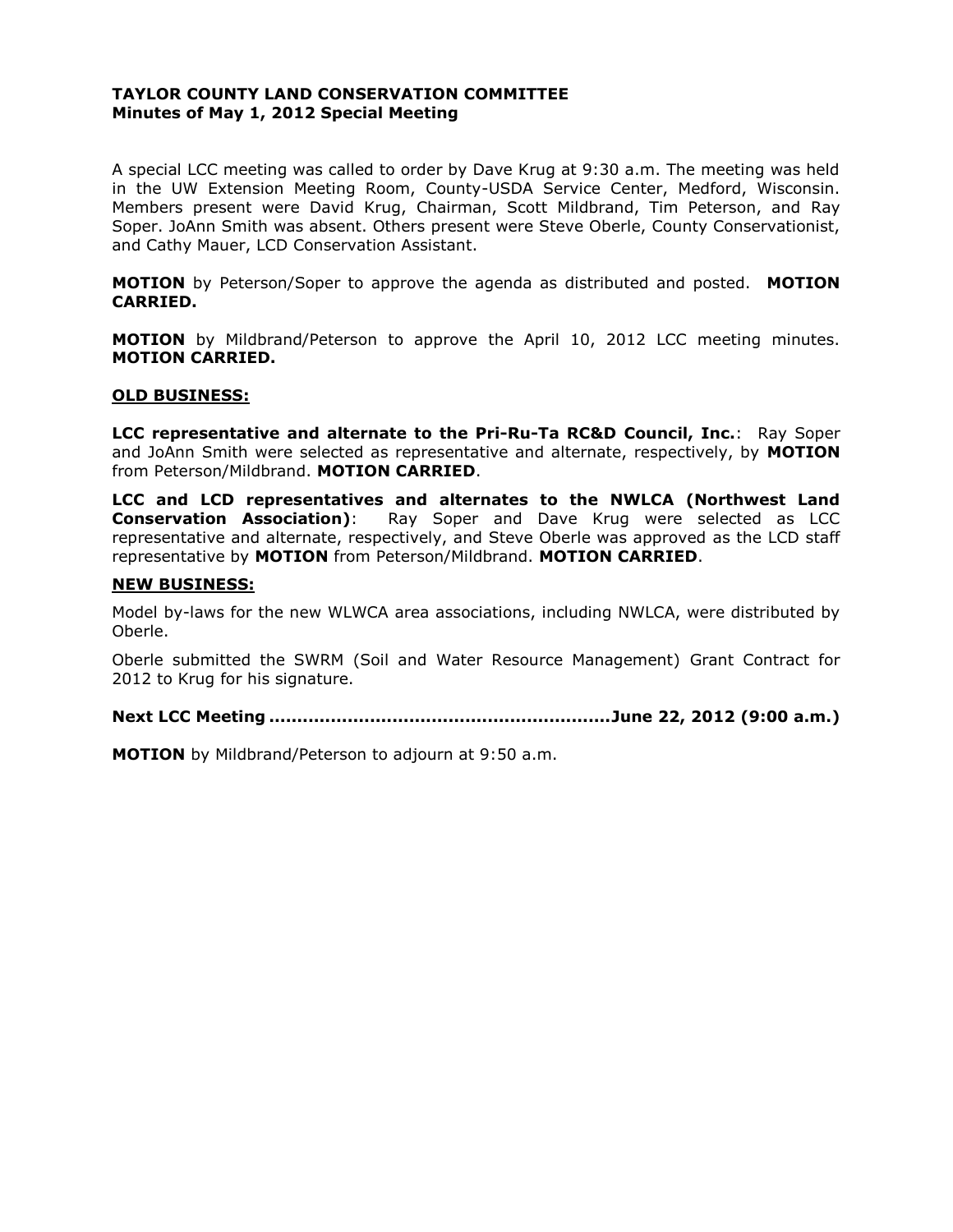**TAYLOR COUNTY LAND CONSERVATION COMMITTEE**
**Minutes of May 1, 2012 Special Meeting**

A special LCC meeting was called to order by Dave Krug at 9:30 a.m. The meeting was held in the UW Extension Meeting Room, County-USDA Service Center, Medford, Wisconsin. Members present were David Krug, Chairman, Scott Mildbrand, Tim Peterson, and Ray Soper. JoAnn Smith was absent. Others present were Steve Oberle, County Conservationist, and Cathy Mauer, LCD Conservation Assistant.

**MOTION** by Peterson/Soper to approve the agenda as distributed and posted. **MOTION CARRIED.**

**MOTION** by Mildbrand/Peterson to approve the April 10, 2012 LCC meeting minutes. **MOTION CARRIED.**

**OLD BUSINESS:**

**LCC representative and alternate to the Pri-Ru-Ta RC&D Council, Inc.**: Ray Soper and JoAnn Smith were selected as representative and alternate, respectively, by **MOTION** from Peterson/Mildbrand. **MOTION CARRIED**.

**LCC and LCD representatives and alternates to the NWLCA (Northwest Land Conservation Association)**: Ray Soper and Dave Krug were selected as LCC representative and alternate, respectively, and Steve Oberle was approved as the LCD staff representative by **MOTION** from Peterson/Mildbrand. **MOTION CARRIED**.

**NEW BUSINESS:**

Model by-laws for the new WLWCA area associations, including NWLCA, were distributed by Oberle.

Oberle submitted the SWRM (Soil and Water Resource Management) Grant Contract for 2012 to Krug for his signature.

**Next LCC Meeting ............................................................June 22, 2012 (9:00 a.m.)**

**MOTION** by Mildbrand/Peterson to adjourn at 9:50 a.m.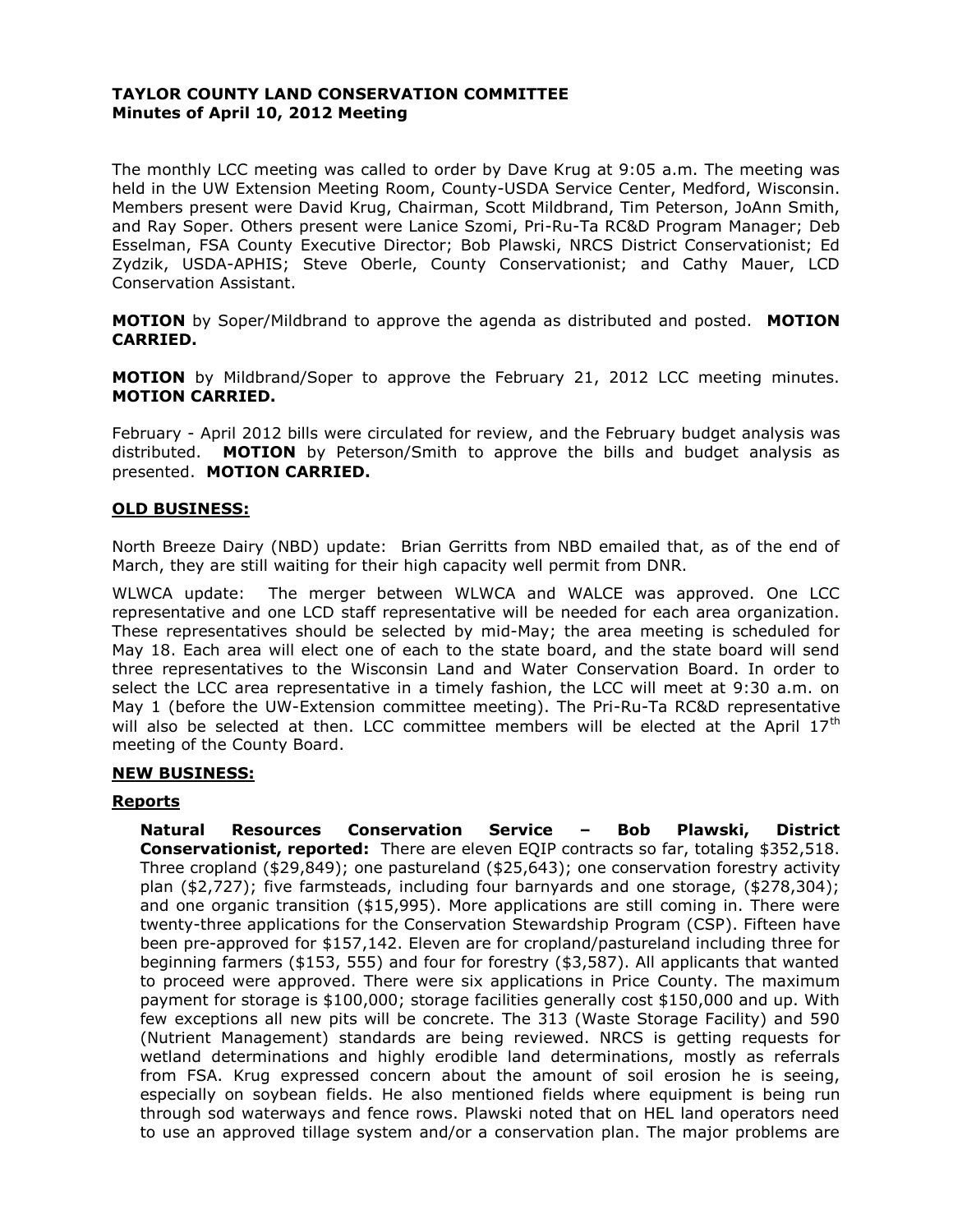**TAYLOR COUNTY LAND CONSERVATION COMMITTEE**
**Minutes of April 10, 2012 Meeting**

The monthly LCC meeting was called to order by Dave Krug at 9:05 a.m. The meeting was held in the UW Extension Meeting Room, County-USDA Service Center, Medford, Wisconsin. Members present were David Krug, Chairman, Scott Mildbrand, Tim Peterson, JoAnn Smith, and Ray Soper. Others present were Lanice Szomi, Pri-Ru-Ta RC&D Program Manager; Deb Esselman, FSA County Executive Director; Bob Plawski, NRCS District Conservationist; Ed Zydzik, USDA-APHIS; Steve Oberle, County Conservationist; and Cathy Mauer, LCD Conservation Assistant.

**MOTION** by Soper/Mildbrand to approve the agenda as distributed and posted. **MOTION CARRIED.**

**MOTION** by Mildbrand/Soper to approve the February 21, 2012 LCC meeting minutes. **MOTION CARRIED.**

February - April 2012 bills were circulated for review, and the February budget analysis was distributed. **MOTION** by Peterson/Smith to approve the bills and budget analysis as presented. **MOTION CARRIED.**

**OLD BUSINESS:**

North Breeze Dairy (NBD) update: Brian Gerritts from NBD emailed that, as of the end of March, they are still waiting for their high capacity well permit from DNR.

WLWCA update: The merger between WLWCA and WALCE was approved. One LCC representative and one LCD staff representative will be needed for each area organization. These representatives should be selected by mid-May; the area meeting is scheduled for May 18. Each area will elect one of each to the state board, and the state board will send three representatives to the Wisconsin Land and Water Conservation Board. In order to select the LCC area representative in a timely fashion, the LCC will meet at 9:30 a.m. on May 1 (before the UW-Extension committee meeting). The Pri-Ru-Ta RC&D representative will also be selected at then. LCC committee members will be elected at the April 17th meeting of the County Board.

**NEW BUSINESS:**

**Reports**

**Natural Resources Conservation Service – Bob Plawski, District Conservationist, reported:** There are eleven EQIP contracts so far, totaling $352,518. Three cropland ($29,849); one pastureland ($25,643); one conservation forestry activity plan ($2,727); five farmsteads, including four barnyards and one storage, ($278,304); and one organic transition ($15,995). More applications are still coming in. There were twenty-three applications for the Conservation Stewardship Program (CSP). Fifteen have been pre-approved for $157,142. Eleven are for cropland/pastureland including three for beginning farmers ($153, 555) and four for forestry ($3,587). All applicants that wanted to proceed were approved. There were six applications in Price County. The maximum payment for storage is $100,000; storage facilities generally cost $150,000 and up. With few exceptions all new pits will be concrete. The 313 (Waste Storage Facility) and 590 (Nutrient Management) standards are being reviewed. NRCS is getting requests for wetland determinations and highly erodible land determinations, mostly as referrals from FSA. Krug expressed concern about the amount of soil erosion he is seeing, especially on soybean fields. He also mentioned fields where equipment is being run through sod waterways and fence rows. Plawski noted that on HEL land operators need to use an approved tillage system and/or a conservation plan. The major problems are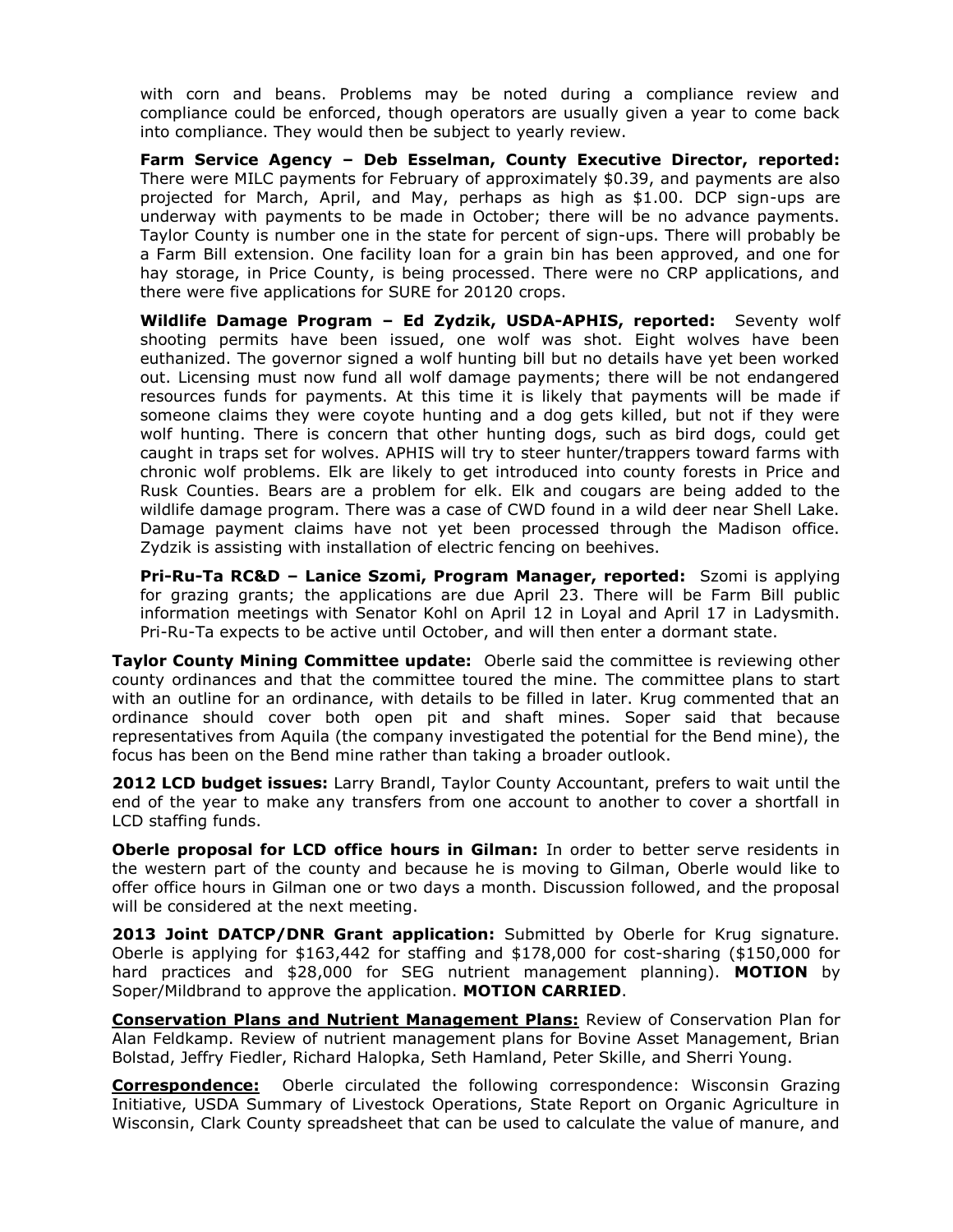with corn and beans. Problems may be noted during a compliance review and compliance could be enforced, though operators are usually given a year to come back into compliance. They would then be subject to yearly review.

**Farm Service Agency – Deb Esselman, County Executive Director, reported:** There were MILC payments for February of approximately $0.39, and payments are also projected for March, April, and May, perhaps as high as $1.00. DCP sign-ups are underway with payments to be made in October; there will be no advance payments. Taylor County is number one in the state for percent of sign-ups. There will probably be a Farm Bill extension. One facility loan for a grain bin has been approved, and one for hay storage, in Price County, is being processed. There were no CRP applications, and there were five applications for SURE for 20120 crops.

**Wildlife Damage Program – Ed Zydzik, USDA-APHIS, reported:** Seventy wolf shooting permits have been issued, one wolf was shot. Eight wolves have been euthanized. The governor signed a wolf hunting bill but no details have yet been worked out. Licensing must now fund all wolf damage payments; there will be not endangered resources funds for payments. At this time it is likely that payments will be made if someone claims they were coyote hunting and a dog gets killed, but not if they were wolf hunting. There is concern that other hunting dogs, such as bird dogs, could get caught in traps set for wolves. APHIS will try to steer hunter/trappers toward farms with chronic wolf problems. Elk are likely to get introduced into county forests in Price and Rusk Counties. Bears are a problem for elk. Elk and cougars are being added to the wildlife damage program. There was a case of CWD found in a wild deer near Shell Lake. Damage payment claims have not yet been processed through the Madison office. Zydzik is assisting with installation of electric fencing on beehives.

**Pri-Ru-Ta RC&D – Lanice Szomi, Program Manager, reported:** Szomi is applying for grazing grants; the applications are due April 23. There will be Farm Bill public information meetings with Senator Kohl on April 12 in Loyal and April 17 in Ladysmith. Pri-Ru-Ta expects to be active until October, and will then enter a dormant state.

**Taylor County Mining Committee update:** Oberle said the committee is reviewing other county ordinances and that the committee toured the mine. The committee plans to start with an outline for an ordinance, with details to be filled in later. Krug commented that an ordinance should cover both open pit and shaft mines. Soper said that because representatives from Aquila (the company investigated the potential for the Bend mine), the focus has been on the Bend mine rather than taking a broader outlook.

**2012 LCD budget issues:** Larry Brandl, Taylor County Accountant, prefers to wait until the end of the year to make any transfers from one account to another to cover a shortfall in LCD staffing funds.

**Oberle proposal for LCD office hours in Gilman:** In order to better serve residents in the western part of the county and because he is moving to Gilman, Oberle would like to offer office hours in Gilman one or two days a month. Discussion followed, and the proposal will be considered at the next meeting.

**2013 Joint DATCP/DNR Grant application:** Submitted by Oberle for Krug signature. Oberle is applying for $163,442 for staffing and $178,000 for cost-sharing ($150,000 for hard practices and $28,000 for SEG nutrient management planning). **MOTION** by Soper/Mildbrand to approve the application. **MOTION CARRIED**.

**Conservation Plans and Nutrient Management Plans:** Review of Conservation Plan for Alan Feldkamp. Review of nutrient management plans for Bovine Asset Management, Brian Bolstad, Jeffry Fiedler, Richard Halopka, Seth Hamland, Peter Skille, and Sherri Young.

**Correspondence:** Oberle circulated the following correspondence: Wisconsin Grazing Initiative, USDA Summary of Livestock Operations, State Report on Organic Agriculture in Wisconsin, Clark County spreadsheet that can be used to calculate the value of manure, and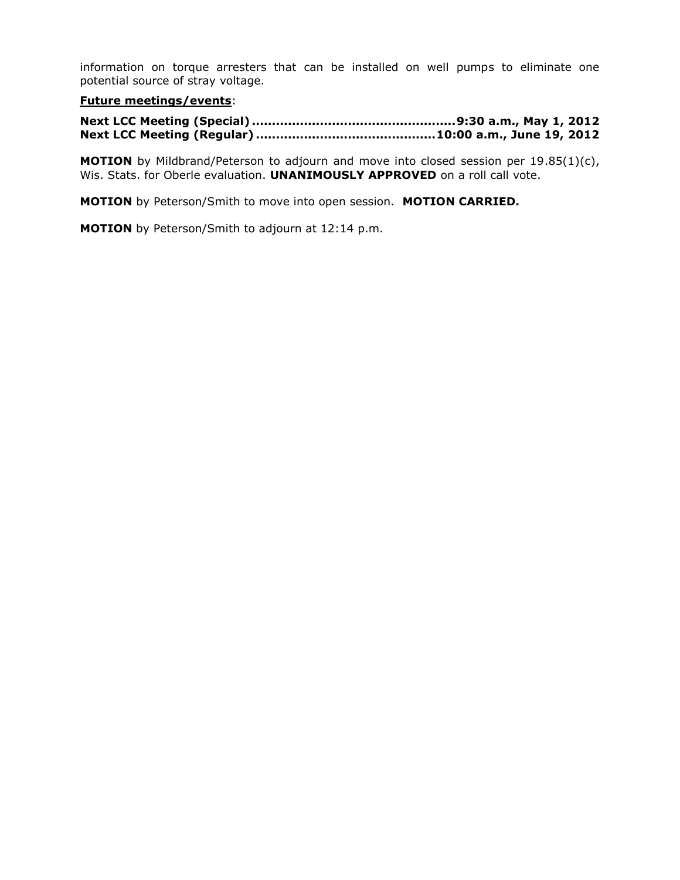information on torque arresters that can be installed on well pumps to eliminate one potential source of stray voltage.

**<u>Future meetings/events</u>**:

**Next LCC Meeting (Special) ..................................................9:30 a.m., May 1, 2012**
**Next LCC Meeting (Regular) ............................................10:00 a.m., June 19, 2012**

**MOTION** by Mildbrand/Peterson to adjourn and move into closed session per 19.85(1)(c), Wis. Stats. for Oberle evaluation. **UNANIMOUSLY APPROVED** on a roll call vote.

**MOTION** by Peterson/Smith to move into open session. **MOTION CARRIED.**

**MOTION** by Peterson/Smith to adjourn at 12:14 p.m.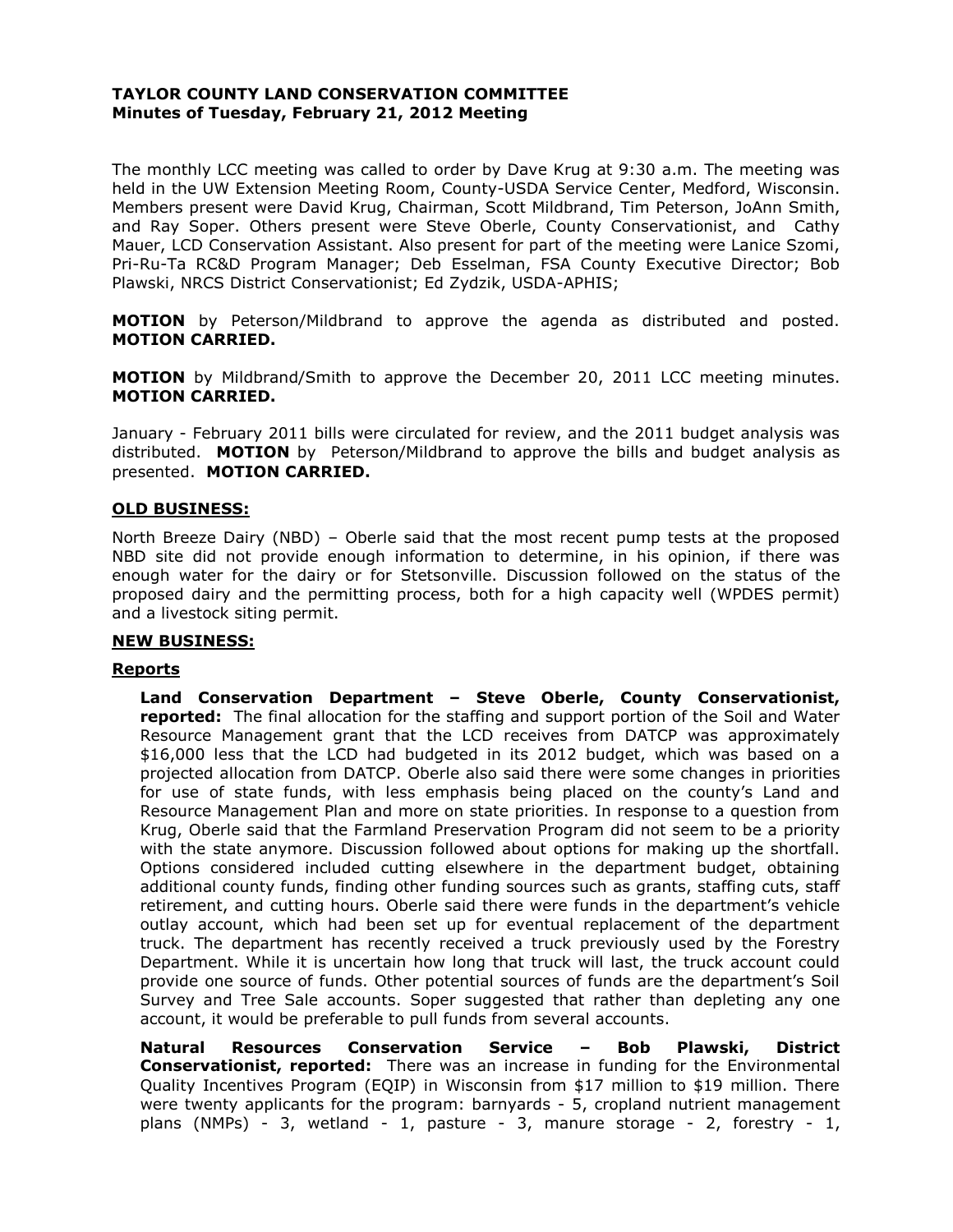**TAYLOR COUNTY LAND CONSERVATION COMMITTEE**
**Minutes of Tuesday, February 21, 2012 Meeting**

The monthly LCC meeting was called to order by Dave Krug at 9:30 a.m. The meeting was held in the UW Extension Meeting Room, County-USDA Service Center, Medford, Wisconsin. Members present were David Krug, Chairman, Scott Mildbrand, Tim Peterson, JoAnn Smith, and Ray Soper. Others present were Steve Oberle, County Conservationist, and Cathy Mauer, LCD Conservation Assistant. Also present for part of the meeting were Lanice Szomi, Pri-Ru-Ta RC&D Program Manager; Deb Esselman, FSA County Executive Director; Bob Plawski, NRCS District Conservationist; Ed Zydzik, USDA-APHIS;

**MOTION** by Peterson/Mildbrand to approve the agenda as distributed and posted. **MOTION CARRIED.**

**MOTION** by Mildbrand/Smith to approve the December 20, 2011 LCC meeting minutes. **MOTION CARRIED.**

January - February 2011 bills were circulated for review, and the 2011 budget analysis was distributed. **MOTION** by Peterson/Mildbrand to approve the bills and budget analysis as presented. **MOTION CARRIED.**

## OLD BUSINESS:

North Breeze Dairy (NBD) – Oberle said that the most recent pump tests at the proposed NBD site did not provide enough information to determine, in his opinion, if there was enough water for the dairy or for Stetsonville. Discussion followed on the status of the proposed dairy and the permitting process, both for a high capacity well (WPDES permit) and a livestock siting permit.

## NEW BUSINESS:

### Reports

**Land Conservation Department – Steve Oberle, County Conservationist, reported:** The final allocation for the staffing and support portion of the Soil and Water Resource Management grant that the LCD receives from DATCP was approximately $16,000 less that the LCD had budgeted in its 2012 budget, which was based on a projected allocation from DATCP. Oberle also said there were some changes in priorities for use of state funds, with less emphasis being placed on the county's Land and Resource Management Plan and more on state priorities. In response to a question from Krug, Oberle said that the Farmland Preservation Program did not seem to be a priority with the state anymore. Discussion followed about options for making up the shortfall. Options considered included cutting elsewhere in the department budget, obtaining additional county funds, finding other funding sources such as grants, staffing cuts, staff retirement, and cutting hours. Oberle said there were funds in the department's vehicle outlay account, which had been set up for eventual replacement of the department truck. The department has recently received a truck previously used by the Forestry Department. While it is uncertain how long that truck will last, the truck account could provide one source of funds. Other potential sources of funds are the department's Soil Survey and Tree Sale accounts. Soper suggested that rather than depleting any one account, it would be preferable to pull funds from several accounts.

**Natural Resources Conservation Service – Bob Plawski, District Conservationist, reported:** There was an increase in funding for the Environmental Quality Incentives Program (EQIP) in Wisconsin from $17 million to $19 million. There were twenty applicants for the program: barnyards - 5, cropland nutrient management plans (NMPs) - 3, wetland - 1, pasture - 3, manure storage - 2, forestry - 1,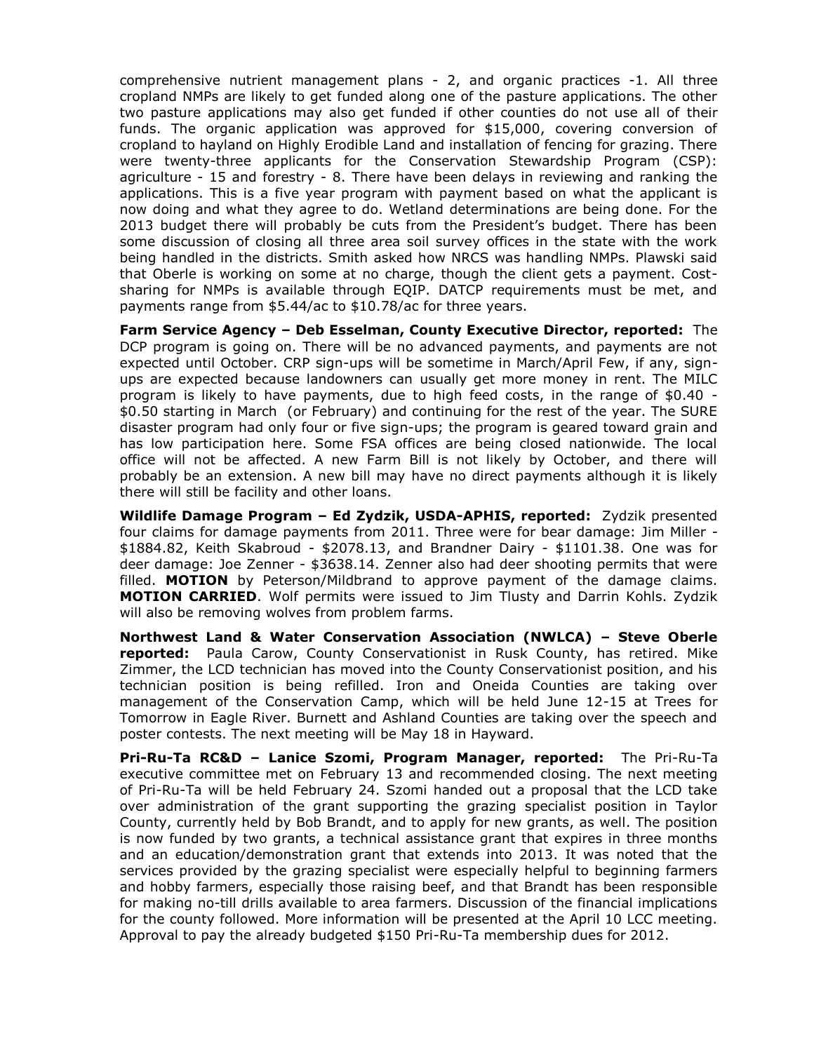comprehensive nutrient management plans - 2, and organic practices -1. All three cropland NMPs are likely to get funded along one of the pasture applications. The other two pasture applications may also get funded if other counties do not use all of their funds. The organic application was approved for $15,000, covering conversion of cropland to hayland on Highly Erodible Land and installation of fencing for grazing. There were twenty-three applicants for the Conservation Stewardship Program (CSP): agriculture - 15 and forestry - 8. There have been delays in reviewing and ranking the applications. This is a five year program with payment based on what the applicant is now doing and what they agree to do. Wetland determinations are being done. For the 2013 budget there will probably be cuts from the President's budget. There has been some discussion of closing all three area soil survey offices in the state with the work being handled in the districts. Smith asked how NRCS was handling NMPs. Plawski said that Oberle is working on some at no charge, though the client gets a payment. Cost-sharing for NMPs is available through EQIP. DATCP requirements must be met, and payments range from $5.44/ac to $10.78/ac for three years.

**Farm Service Agency – Deb Esselman, County Executive Director, reported:** The DCP program is going on. There will be no advanced payments, and payments are not expected until October. CRP sign-ups will be sometime in March/April Few, if any, sign-ups are expected because landowners can usually get more money in rent. The MILC program is likely to have payments, due to high feed costs, in the range of $0.40 - $0.50 starting in March (or February) and continuing for the rest of the year. The SURE disaster program had only four or five sign-ups; the program is geared toward grain and has low participation here. Some FSA offices are being closed nationwide. The local office will not be affected. A new Farm Bill is not likely by October, and there will probably be an extension. A new bill may have no direct payments although it is likely there will still be facility and other loans.

**Wildlife Damage Program – Ed Zydzik, USDA-APHIS, reported:** Zydzik presented four claims for damage payments from 2011. Three were for bear damage: Jim Miller - $1884.82, Keith Skabroud - $2078.13, and Brandner Dairy - $1101.38. One was for deer damage: Joe Zenner - $3638.14. Zenner also had deer shooting permits that were filled. **MOTION** by Peterson/Mildbrand to approve payment of the damage claims. **MOTION CARRIED**. Wolf permits were issued to Jim Tlusty and Darrin Kohls. Zydzik will also be removing wolves from problem farms.

**Northwest Land & Water Conservation Association (NWLCA) – Steve Oberle reported:** Paula Carow, County Conservationist in Rusk County, has retired. Mike Zimmer, the LCD technician has moved into the County Conservationist position, and his technician position is being refilled. Iron and Oneida Counties are taking over management of the Conservation Camp, which will be held June 12-15 at Trees for Tomorrow in Eagle River. Burnett and Ashland Counties are taking over the speech and poster contests. The next meeting will be May 18 in Hayward.

**Pri-Ru-Ta RC&D – Lanice Szomi, Program Manager, reported:** The Pri-Ru-Ta executive committee met on February 13 and recommended closing. The next meeting of Pri-Ru-Ta will be held February 24. Szomi handed out a proposal that the LCD take over administration of the grant supporting the grazing specialist position in Taylor County, currently held by Bob Brandt, and to apply for new grants, as well. The position is now funded by two grants, a technical assistance grant that expires in three months and an education/demonstration grant that extends into 2013. It was noted that the services provided by the grazing specialist were especially helpful to beginning farmers and hobby farmers, especially those raising beef, and that Brandt has been responsible for making no-till drills available to area farmers. Discussion of the financial implications for the county followed. More information will be presented at the April 10 LCC meeting. Approval to pay the already budgeted $150 Pri-Ru-Ta membership dues for 2012.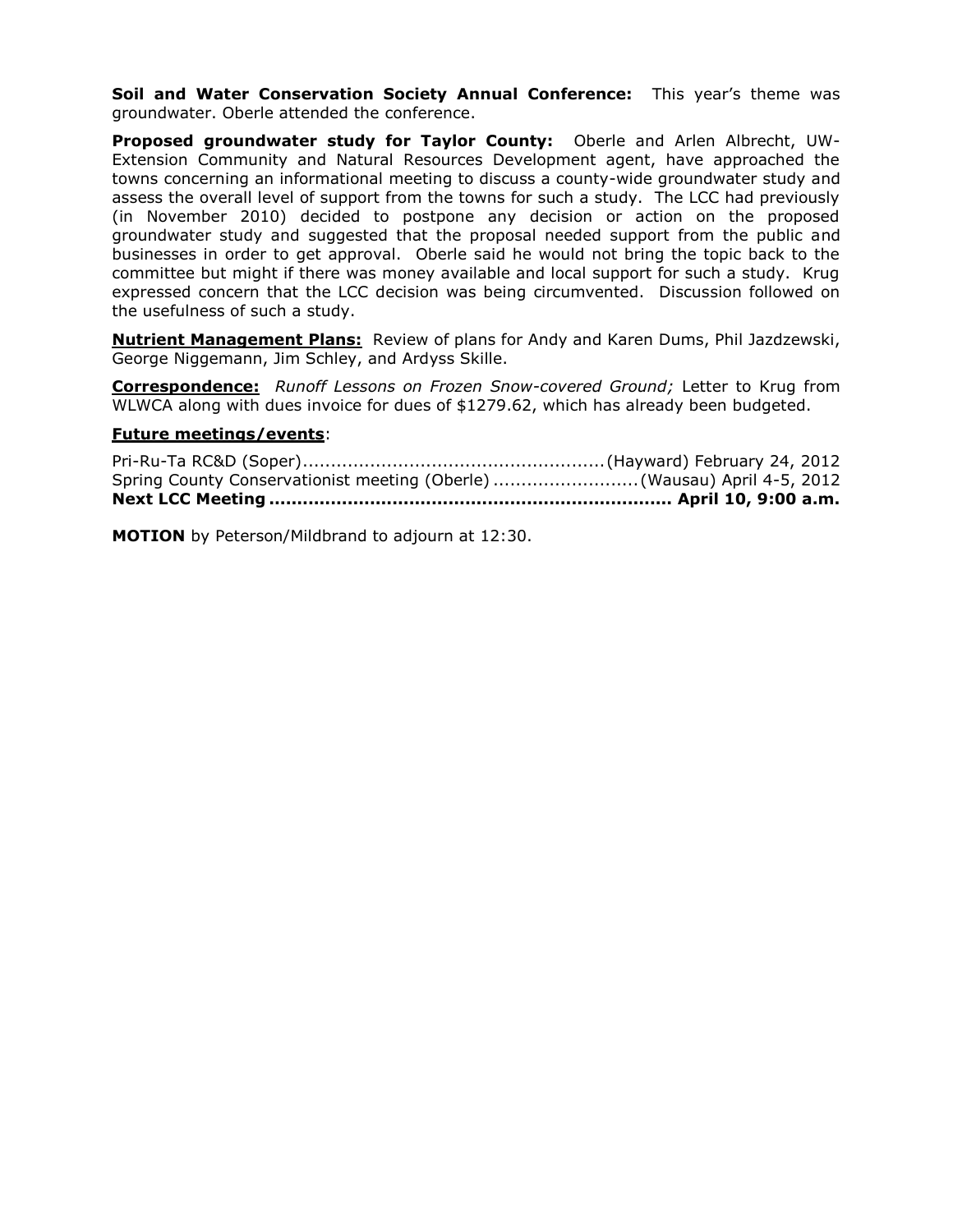**Soil and Water Conservation Society Annual Conference:** This year's theme was groundwater. Oberle attended the conference.

**Proposed groundwater study for Taylor County:** Oberle and Arlen Albrecht, UW-Extension Community and Natural Resources Development agent, have approached the towns concerning an informational meeting to discuss a county-wide groundwater study and assess the overall level of support from the towns for such a study. The LCC had previously (in November 2010) decided to postpone any decision or action on the proposed groundwater study and suggested that the proposal needed support from the public and businesses in order to get approval. Oberle said he would not bring the topic back to the committee but might if there was money available and local support for such a study. Krug expressed concern that the LCC decision was being circumvented. Discussion followed on the usefulness of such a study.

**Nutrient Management Plans:** Review of plans for Andy and Karen Dums, Phil Jazdzewski, George Niggemann, Jim Schley, and Ardyss Skille.

**Correspondence:** *Runoff Lessons on Frozen Snow-covered Ground;* Letter to Krug from WLWCA along with dues invoice for dues of $1279.62, which has already been budgeted.

**Future meetings/events**:

Pri-Ru-Ta RC&D (Soper)......................................................(Hayward) February 24, 2012
Spring County Conservationist meeting (Oberle) ..........................(Wausau) April 4-5, 2012
**Next LCC Meeting ....................................................................... April 10, 9:00 a.m.**

**MOTION** by Peterson/Mildbrand to adjourn at 12:30.